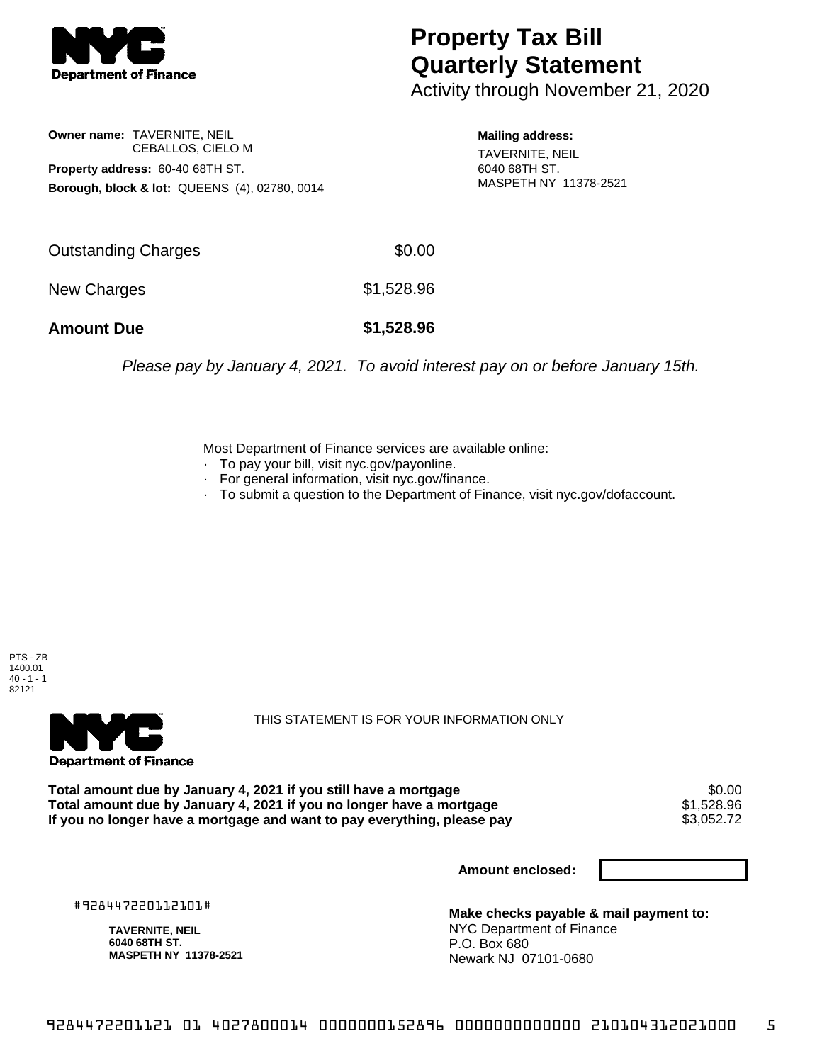NYC Department of Finance

# Property Tax Bill Quarterly Statement

Activity through November 21, 2020

**Owner name:** TAVERNITE, NEIL
CEBALLOS, CIELO M

**Property address:** 60-40 68TH ST.

**Borough, block & lot:** QUEENS (4), 02780, 0014

**Mailing address:**
TAVERNITE, NEIL
6040 68TH ST.
MASPETH NY 11378-2521

| | |
|---|---|
| Outstanding Charges | $0.00 |
| New Charges | $1,528.96 |
| **Amount Due** | **$1,528.96** |

*Please pay by January 4, 2021. To avoid interest pay on or before January 15th.*

Most Department of Finance services are available online:
- To pay your bill, visit nyc.gov/payonline.
- For general information, visit nyc.gov/finance.
- To submit a question to the Department of Finance, visit nyc.gov/dofaccount.

PTS - ZB
1400.01
40 - 1 - 1
82121

NYC Department of Finance

THIS STATEMENT IS FOR YOUR INFORMATION ONLY

| | |
|---|---|
| **Total amount due by January 4, 2021 if you still have a mortgage** | $0.00 |
| **Total amount due by January 4, 2021 if you no longer have a mortgage** | $1,528.96 |
| **If you no longer have a mortgage and want to pay everything, please pay** | $3,052.72 |

**Amount enclosed:**

#928447220112101#

**TAVERNITE, NEIL**
**6040 68TH ST.**
**MASPETH NY 11378-2521**

**Make checks payable & mail payment to:**
NYC Department of Finance
P.O. Box 680
Newark NJ 07101-0680

9284472201121 01 4027800014 0000000152896 0000000000000 210104312021000 5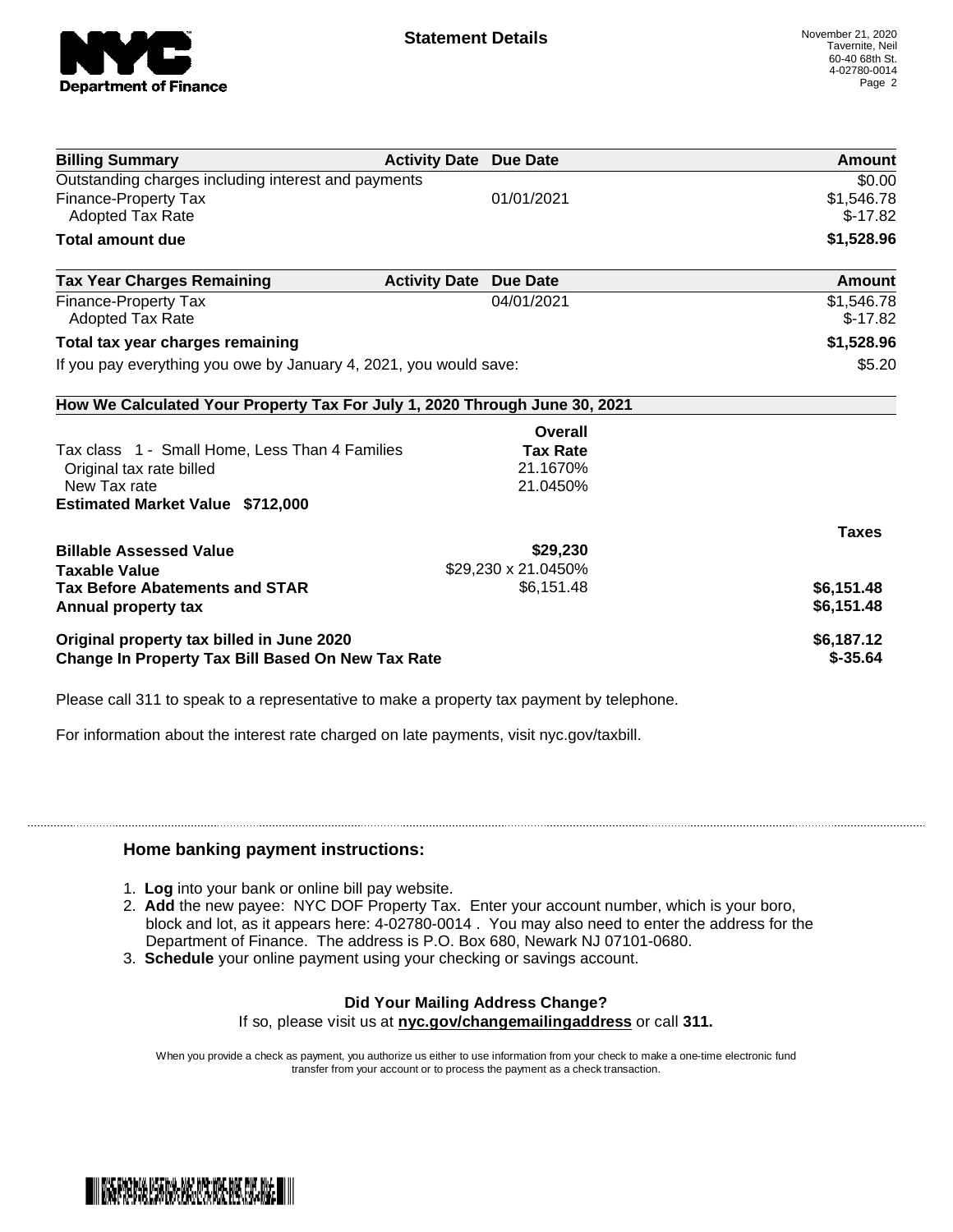# Statement Details

November 21, 2020
Tavernite, Neil
60-40 68th St.
4-02780-0014

| Billing Summary | Activity Date | Due Date | Amount |
|---|---|---|---|
| Outstanding charges including interest and payments | | | $0.00 |
| Finance-Property Tax | | 01/01/2021 | $1,546.78 |
| Adopted Tax Rate | | | $-17.82 |
| **Total amount due** | | | **$1,528.96** |

| Tax Year Charges Remaining | Activity Date | Due Date | Amount |
|---|---|---|---|
| Finance-Property Tax | | 04/01/2021 | $1,546.78 |
| Adopted Tax Rate | | | $-17.82 |
| **Total tax year charges remaining** | | | **$1,528.96** |
| If you pay everything you owe by January 4, 2021, you would save: | | | $5.20 |

**How We Calculated Your Property Tax For July 1, 2020 Through June 30, 2021**

| | Overall Tax Rate | Taxes |
|---|---|---|
| Tax class 1 - Small Home, Less Than 4 Families | | |
| Original tax rate billed | 21.1670% | |
| New Tax rate | 21.0450% | |
| **Estimated Market Value $712,000** | | |
| **Billable Assessed Value** | **$29,230** | |
| **Taxable Value** | $29,230 x 21.0450% | |
| **Tax Before Abatements and STAR** | $6,151.48 | **$6,151.48** |
| **Annual property tax** | | **$6,151.48** |
| **Original property tax billed in June 2020** | | **$6,187.12** |
| **Change In Property Tax Bill Based On New Tax Rate** | | **$-35.64** |

Please call 311 to speak to a representative to make a property tax payment by telephone.

For information about the interest rate charged on late payments, visit nyc.gov/taxbill.

## Home banking payment instructions:

1. **Log** into your bank or online bill pay website.
2. **Add** the new payee: NYC DOF Property Tax. Enter your account number, which is your boro, block and lot, as it appears here: 4-02780-0014 . You may also need to enter the address for the Department of Finance. The address is P.O. Box 680, Newark NJ 07101-0680.
3. **Schedule** your online payment using your checking or savings account.

**Did Your Mailing Address Change?**

If so, please visit us at **nyc.gov/changemailingaddress** or call **311.**

When you provide a check as payment, you authorize us either to use information from your check to make a one-time electronic fund transfer from your account or to process the payment as a check transaction.